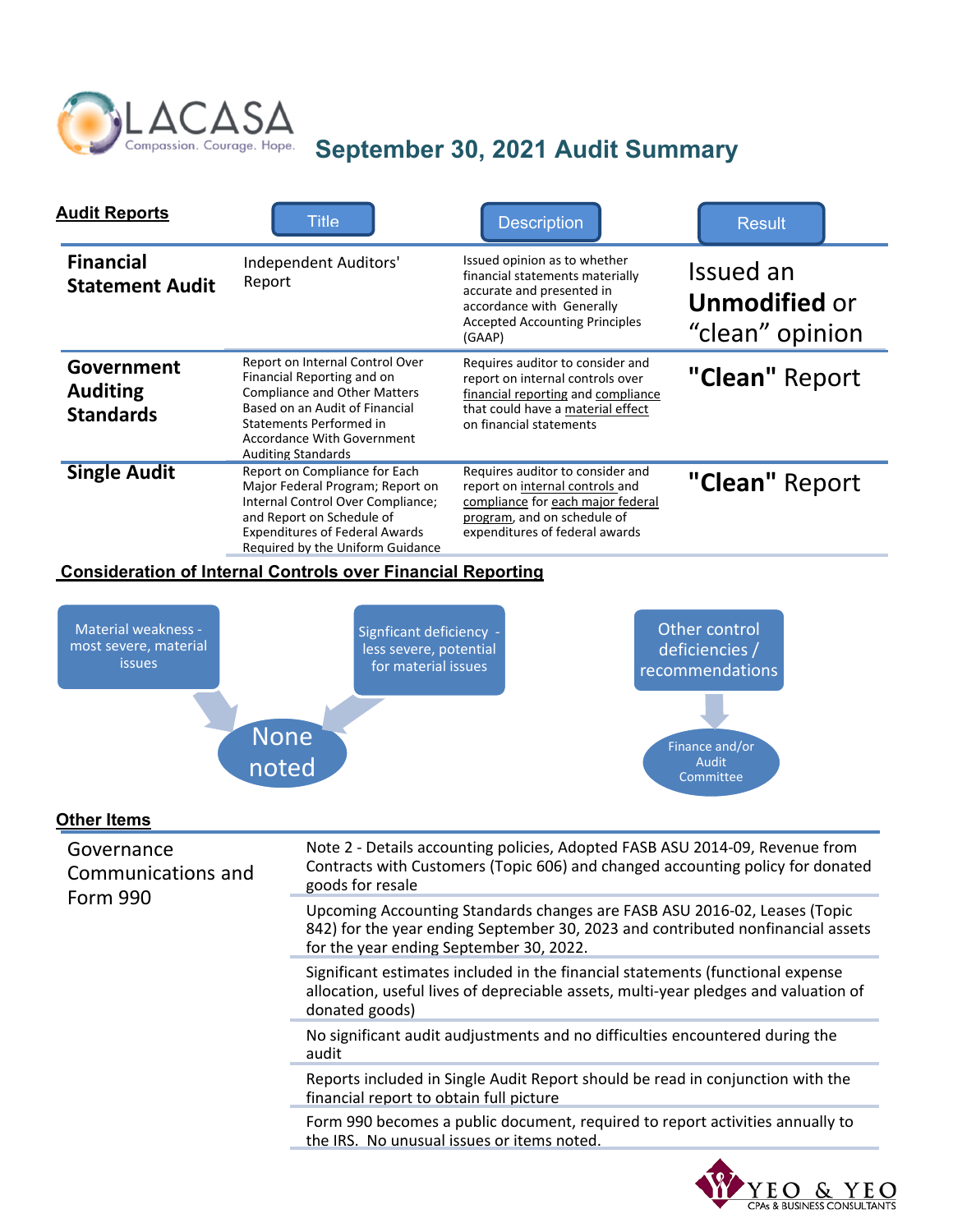LACASA

Compassion. Courage. Hope.

# September 30, 2021 Audit Summary

| Audit Reports | Title | Description | Result |
|---|---|---|---|
| **Financial Statement Audit** | Independent Auditors' Report | Issued opinion as to whether financial statements materially accurate and presented in accordance with Generally Accepted Accounting Principles (GAAP) | Issued an **Unmodified** or "clean" opinion |
| **Government Auditing Standards** | Report on Internal Control Over Financial Reporting and on Compliance and Other Matters Based on an Audit of Financial Statements Performed in Accordance With Government Auditing Standards | Requires auditor to consider and report on internal controls over financial reporting and compliance that could have a material effect on financial statements | **"Clean"** Report |
| **Single Audit** | Report on Compliance for Each Major Federal Program; Report on Internal Control Over Compliance; and Report on Schedule of Expenditures of Federal Awards Required by the Uniform Guidance | Requires auditor to consider and report on internal controls and compliance for each major federal program, and on schedule of expenditures of federal awards | **"Clean"** Report |

## Consideration of Internal Controls over Financial Reporting

- Material weakness - most severe, material issues → None noted
- Signficant deficiency - less severe, potential for material issues → None noted
- Other control deficiencies / recommendations → Finance and/or Audit Committee

## Other Items

| | |
|---|---|
| Governance Communications and Form 990 | Note 2 - Details accounting policies, Adopted FASB ASU 2014-09, Revenue from Contracts with Customers (Topic 606) and changed accounting policy for donated goods for resale |
| | Upcoming Accounting Standards changes are FASB ASU 2016-02, Leases (Topic 842) for the year ending September 30, 2023 and contributed nonfinancial assets for the year ending September 30, 2022. |
| | Significant estimates included in the financial statements (functional expense allocation, useful lives of depreciable assets, multi-year pledges and valuation of donated goods) |
| | No significant audit audjustments and no difficulties encountered during the audit |
| | Reports included in Single Audit Report should be read in conjunction with the financial report to obtain full picture |
| | Form 990 becomes a public document, required to report activities annually to the IRS. No unusual issues or items noted. |

YEO & YEO CPAs & BUSINESS CONSULTANTS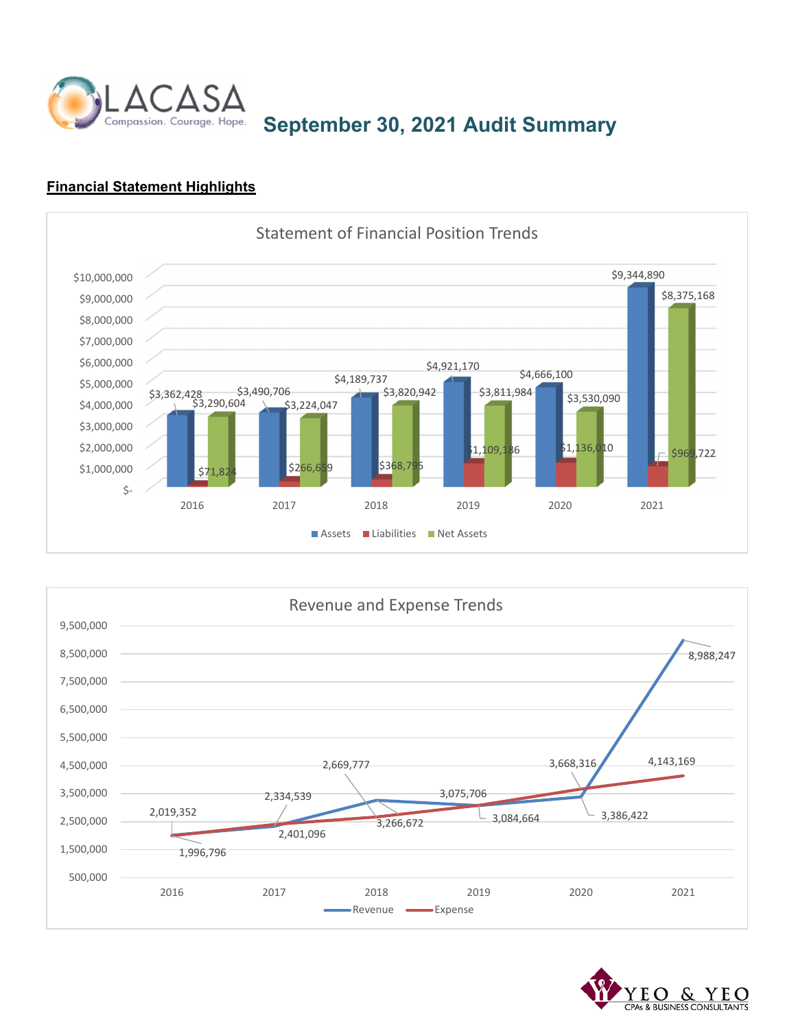# LACASA

Compassion. Courage. Hope.

## September 30, 2021 Audit Summary

**Financial Statement Highlights**

### Statement of Financial Position Trends

| Year | Assets | Liabilities | Net Assets |
|---|---|---|---|
| 2016 | $3,362,428 | $71,824 | $3,290,604 |
| 2017 | $3,490,706 | $266,659 | $3,224,047 |
| 2018 | $4,189,737 | $368,795 | $3,820,942 |
| 2019 | $4,921,170 | $1,109,186 | $3,811,984 |
| 2020 | $4,666,100 | $1,136,010 | $3,530,090 |
| 2021 | $9,344,890 | $969,722 | $8,375,168 |

### Revenue and Expense Trends

| Year | Revenue | Expense |
|---|---|---|
| 2016 | 1,996,796 | 2,019,352 |
| 2017 | 2,401,096 | 2,334,539 |
| 2018 | 3,266,672 | 2,669,777 |
| 2019 | 3,084,664 | 3,075,706 |
| 2020 | 3,386,422 | 3,668,316 |
| 2021 | 8,988,247 | 4,143,169 |

YEO & YEO
CPAs & BUSINESS CONSULTANTS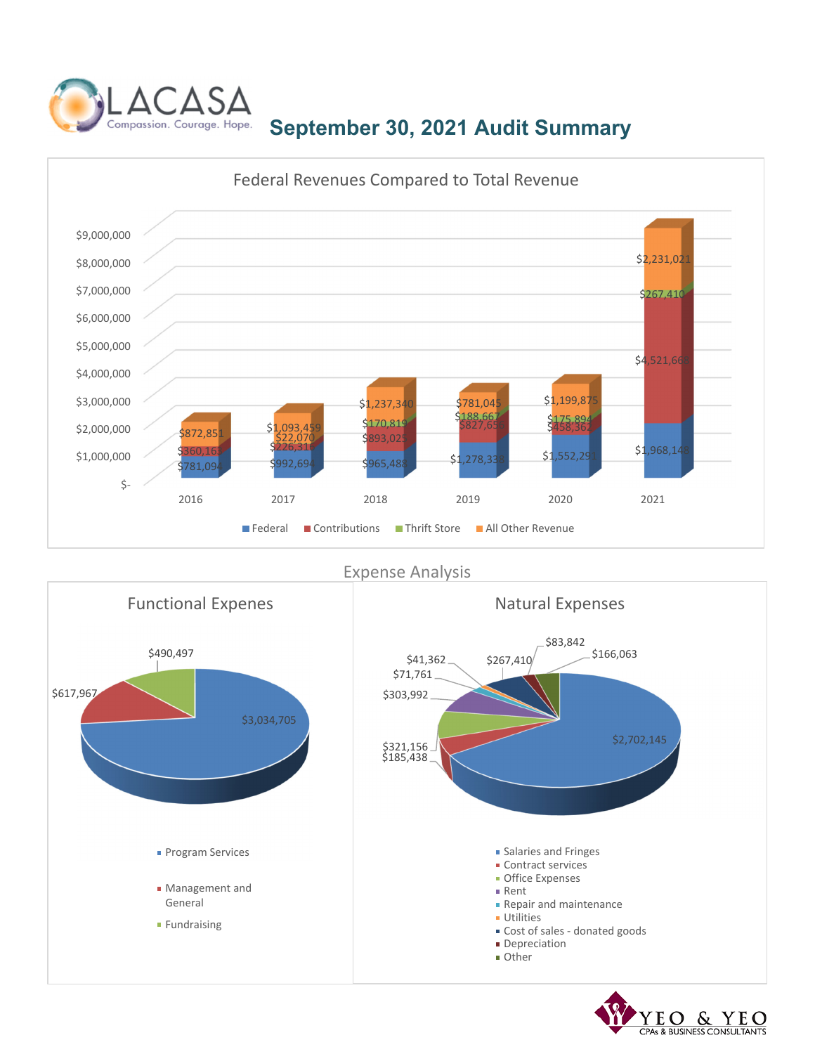LACASA
Compassion. Courage. Hope.

# September 30, 2021 Audit Summary

## Federal Revenues Compared to Total Revenue

$9,000,000
$8,000,000
$7,000,000
$6,000,000
$5,000,000
$4,000,000
$3,000,000
$2,000,000
$1,000,000
$-

2016: $781,094; $360,163; $872,851
2017: $992,694; $226,310; $22,070; $1,093,459
2018: $965,488; $893,025; $170,819; $1,237,340
2019: $1,278,338; $827,658; $188,667; $781,045
2020: $1,552,291; $458,362; $175,894; $1,199,875
2021: $1,968,148; $4,521,668; $267,410; $2,231,021

Federal, Contributions, Thrift Store, All Other Revenue

## Expense Analysis

### Functional Expenes

$3,034,705
$617,967
$490,497

Program Services
Management and General
Fundraising

### Natural Expenses

$2,702,145
$321,156
$185,438
$303,992
$71,761
$41,362
$267,410
$83,842
$166,063

Salaries and Fringes
Contract services
Office Expenses
Rent
Repair and maintenance
Utilities
Cost of sales - donated goods
Depreciation
Other

YEO & YEO
CPAs & BUSINESS CONSULTANTS